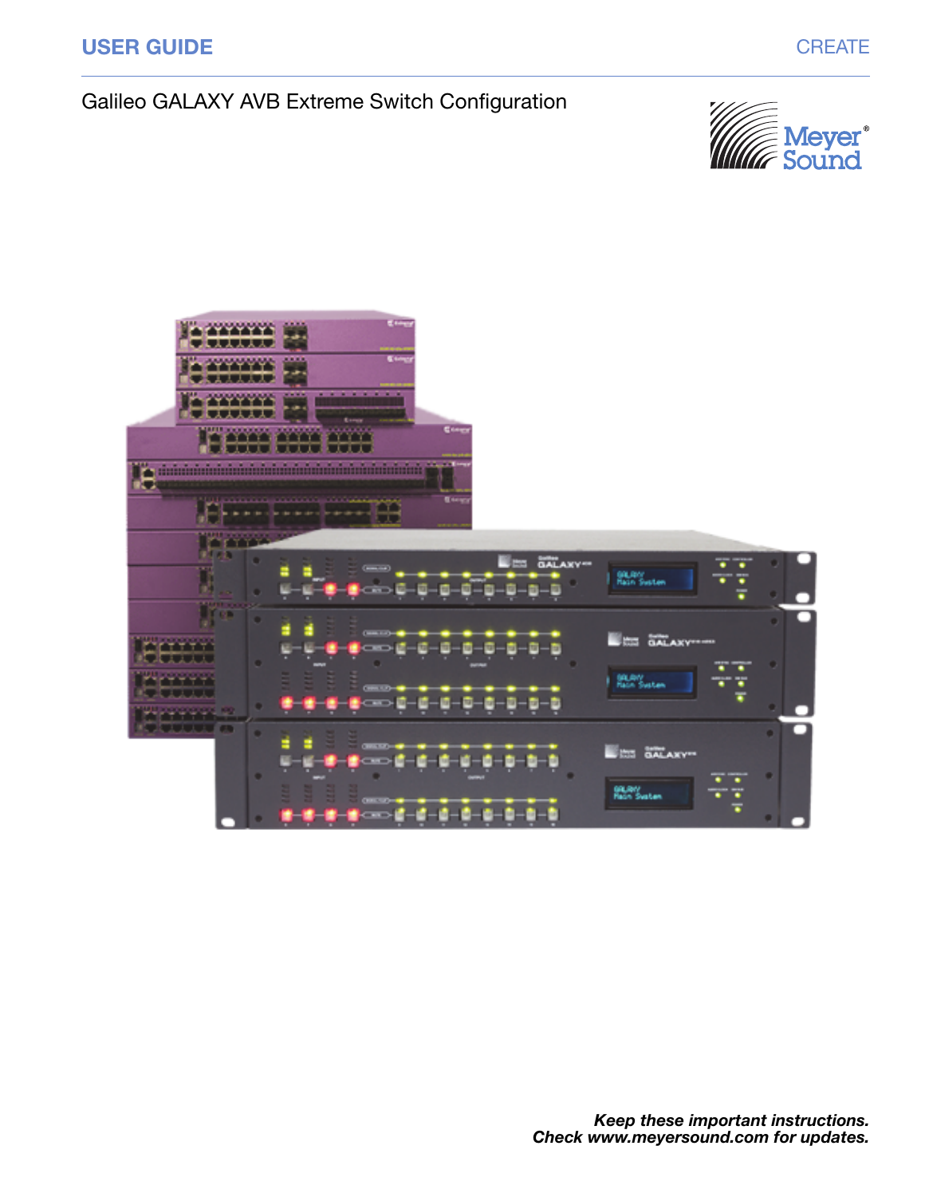**USER GUIDE**

CREATE

# Galileo GALAXY AVB Extreme Switch Configuration

***Keep these important instructions.***
***Check www.meyersound.com for updates.***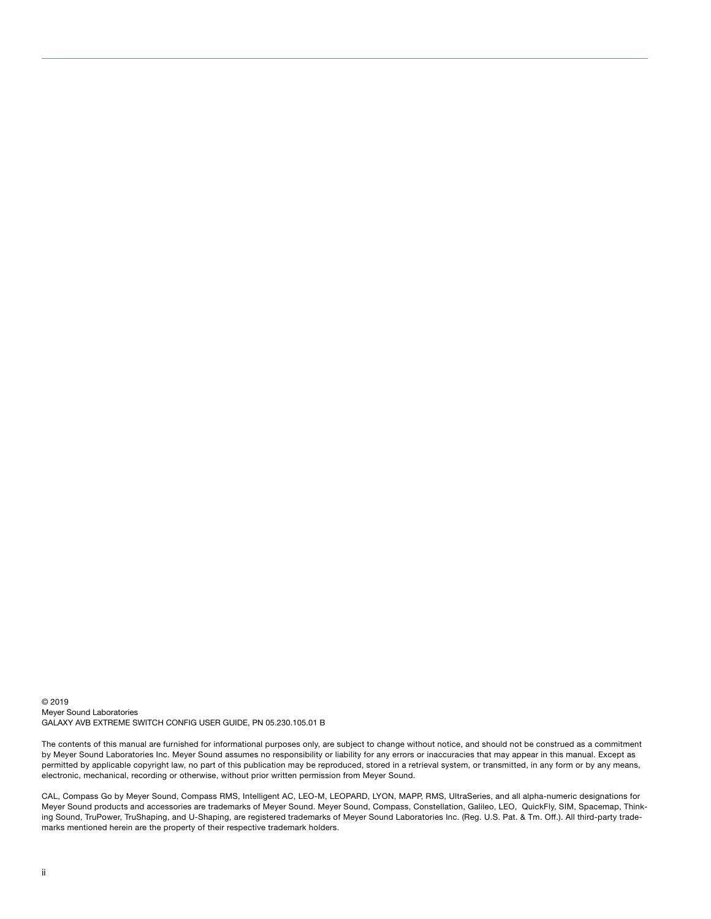© 2019
Meyer Sound Laboratories
GALAXY AVB EXTREME SWITCH CONFIG USER GUIDE, PN 05.230.105.01 B

The contents of this manual are furnished for informational purposes only, are subject to change without notice, and should not be construed as a commitment by Meyer Sound Laboratories Inc. Meyer Sound assumes no responsibility or liability for any errors or inaccuracies that may appear in this manual. Except as permitted by applicable copyright law, no part of this publication may be reproduced, stored in a retrieval system, or transmitted, in any form or by any means, electronic, mechanical, recording or otherwise, without prior written permission from Meyer Sound.

CAL, Compass Go by Meyer Sound, Compass RMS, Intelligent AC, LEO-M, LEOPARD, LYON, MAPP, RMS, UltraSeries, and all alpha-numeric designations for Meyer Sound products and accessories are trademarks of Meyer Sound. Meyer Sound, Compass, Constellation, Galileo, LEO, QuickFly, SIM, Spacemap, Thinking Sound, TruPower, TruShaping, and U-Shaping, are registered trademarks of Meyer Sound Laboratories Inc. (Reg. U.S. Pat. & Tm. Off.). All third-party trademarks mentioned herein are the property of their respective trademark holders.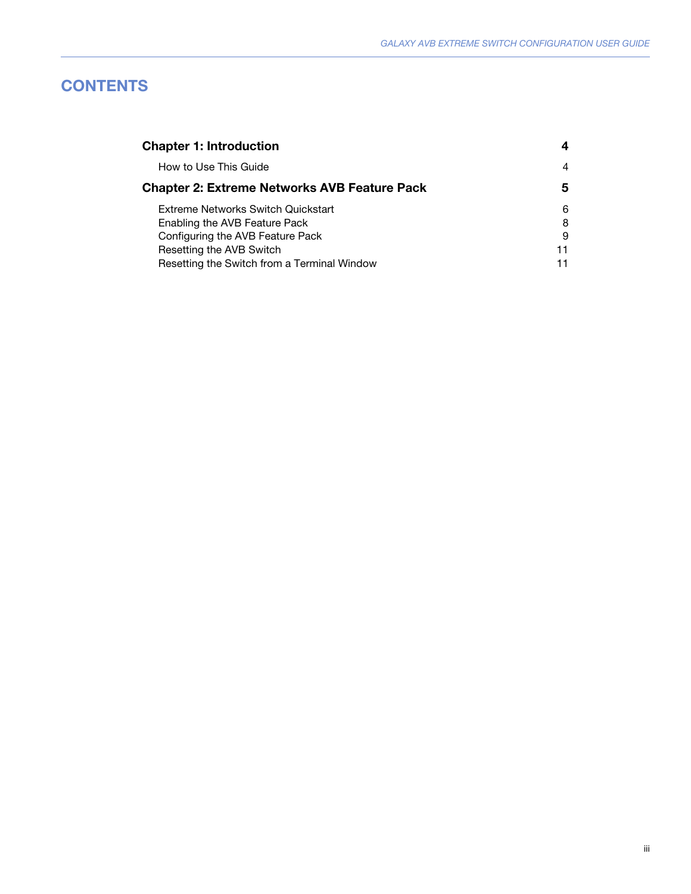# CONTENTS

| | |
|---|---|
| **Chapter 1: Introduction** | **4** |
| How to Use This Guide | 4 |
| **Chapter 2: Extreme Networks AVB Feature Pack** | **5** |
| Extreme Networks Switch Quickstart | 6 |
| Enabling the AVB Feature Pack | 8 |
| Configuring the AVB Feature Pack | 9 |
| Resetting the AVB Switch | 11 |
| Resetting the Switch from a Terminal Window | 11 |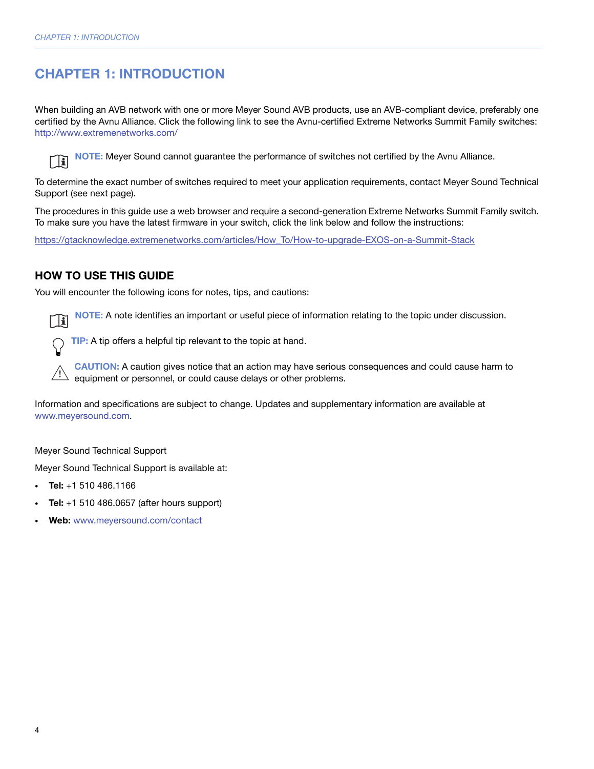# CHAPTER 1: INTRODUCTION

When building an AVB network with one or more Meyer Sound AVB products, use an AVB-compliant device, preferably one certified by the Avnu Alliance. Click the following link to see the Avnu-certified Extreme Networks Summit Family switches: http://www.extremenetworks.com/

**NOTE:** Meyer Sound cannot guarantee the performance of switches not certified by the Avnu Alliance.

To determine the exact number of switches required to meet your application requirements, contact Meyer Sound Technical Support (see next page).

The procedures in this guide use a web browser and require a second-generation Extreme Networks Summit Family switch. To make sure you have the latest firmware in your switch, click the link below and follow the instructions:

https://gtacknowledge.extremenetworks.com/articles/How_To/How-to-upgrade-EXOS-on-a-Summit-Stack

## HOW TO USE THIS GUIDE

You will encounter the following icons for notes, tips, and cautions:

**NOTE:** A note identifies an important or useful piece of information relating to the topic under discussion.

**TIP:** A tip offers a helpful tip relevant to the topic at hand.

**CAUTION:** A caution gives notice that an action may have serious consequences and could cause harm to equipment or personnel, or could cause delays or other problems.

Information and specifications are subject to change. Updates and supplementary information are available at www.meyersound.com.

Meyer Sound Technical Support

Meyer Sound Technical Support is available at:

- **Tel:** +1 510 486.1166
- **Tel:** +1 510 486.0657 (after hours support)
- **Web:** www.meyersound.com/contact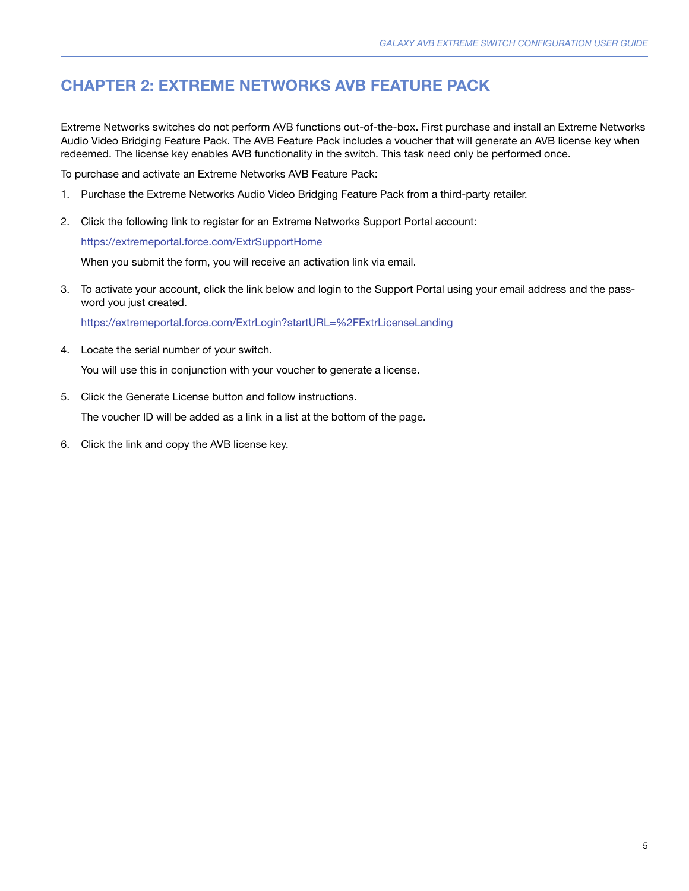# CHAPTER 2: EXTREME NETWORKS AVB FEATURE PACK

Extreme Networks switches do not perform AVB functions out-of-the-box. First purchase and install an Extreme Networks Audio Video Bridging Feature Pack. The AVB Feature Pack includes a voucher that will generate an AVB license key when redeemed. The license key enables AVB functionality in the switch. This task need only be performed once.

To purchase and activate an Extreme Networks AVB Feature Pack:

1. Purchase the Extreme Networks Audio Video Bridging Feature Pack from a third-party retailer.

2. Click the following link to register for an Extreme Networks Support Portal account:

   https://extremeportal.force.com/ExtrSupportHome

   When you submit the form, you will receive an activation link via email.

3. To activate your account, click the link below and login to the Support Portal using your email address and the password you just created.

   https://extremeportal.force.com/ExtrLogin?startURL=%2FExtrLicenseLanding

4. Locate the serial number of your switch.

   You will use this in conjunction with your voucher to generate a license.

5. Click the Generate License button and follow instructions.

   The voucher ID will be added as a link in a list at the bottom of the page.

6. Click the link and copy the AVB license key.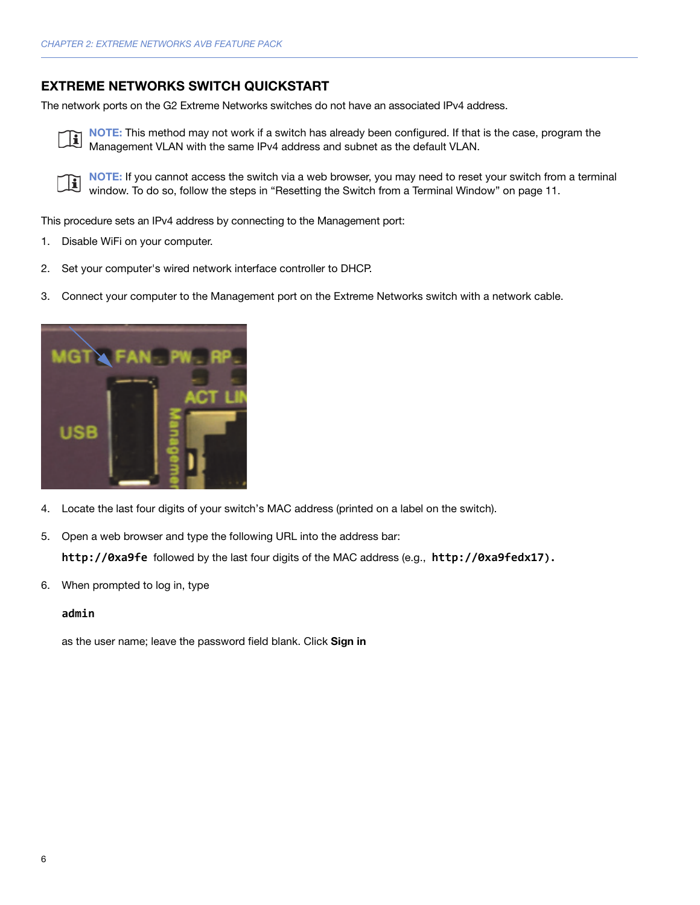## EXTREME NETWORKS SWITCH QUICKSTART

The network ports on the G2 Extreme Networks switches do not have an associated IPv4 address.

> **NOTE:** This method may not work if a switch has already been configured. If that is the case, program the Management VLAN with the same IPv4 address and subnet as the default VLAN.

> **NOTE:** If you cannot access the switch via a web browser, you may need to reset your switch from a terminal window. To do so, follow the steps in “Resetting the Switch from a Terminal Window” on page 11.

This procedure sets an IPv4 address by connecting to the Management port:

1. Disable WiFi on your computer.
2. Set your computer's wired network interface controller to DHCP.
3. Connect your computer to the Management port on the Extreme Networks switch with a network cable.
4. Locate the last four digits of your switch’s MAC address (printed on a label on the switch).
5. Open a web browser and type the following URL into the address bar:

   `http://0xa9fe` followed by the last four digits of the MAC address (e.g., `http://0xa9fedx17).`
6. When prompted to log in, type

   `admin`

   as the user name; leave the password field blank. Click **Sign in**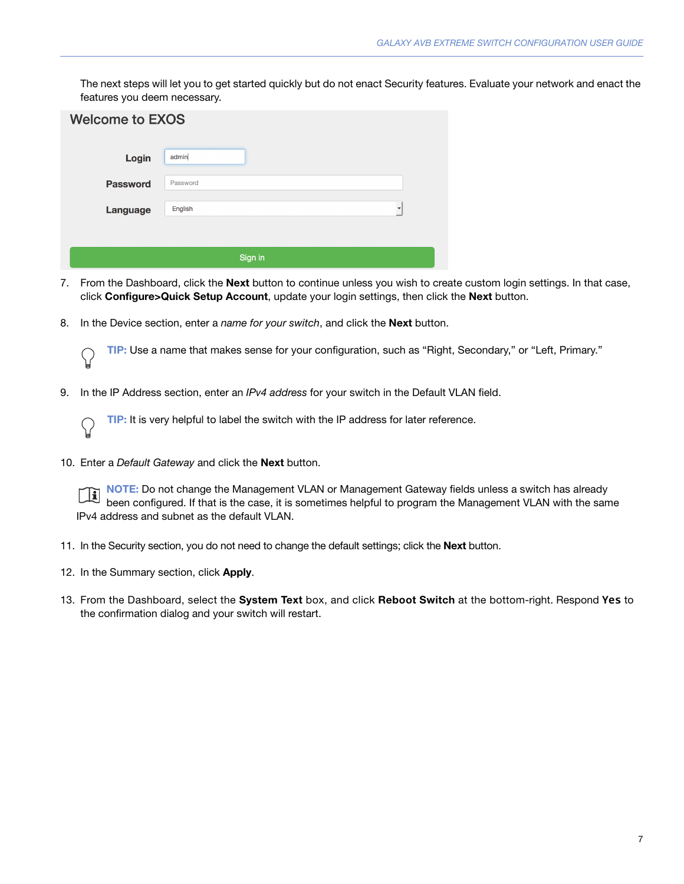The next steps will let you to get started quickly but do not enact Security features. Evaluate your network and enact the features you deem necessary.

Welcome to EXOS

Login admin

Password Password

Language English

Sign in

7. From the Dashboard, click the **Next** button to continue unless you wish to create custom login settings. In that case, click **Configure>Quick Setup Account**, update your login settings, then click the **Next** button.

8. In the Device section, enter a *name for your switch*, and click the **Next** button.

   **TIP:** Use a name that makes sense for your configuration, such as "Right, Secondary," or "Left, Primary."

9. In the IP Address section, enter an *IPv4 address* for your switch in the Default VLAN field.

   **TIP:** It is very helpful to label the switch with the IP address for later reference.

10. Enter a *Default Gateway* and click the **Next** button.

    **NOTE:** Do not change the Management VLAN or Management Gateway fields unless a switch has already been configured. If that is the case, it is sometimes helpful to program the Management VLAN with the same IPv4 address and subnet as the default VLAN.

11. In the Security section, you do not need to change the default settings; click the **Next** button.

12. In the Summary section, click **Apply**.

13. From the Dashboard, select the **System Text** box, and click **Reboot Switch** at the bottom-right. Respond **Yes** to the confirmation dialog and your switch will restart.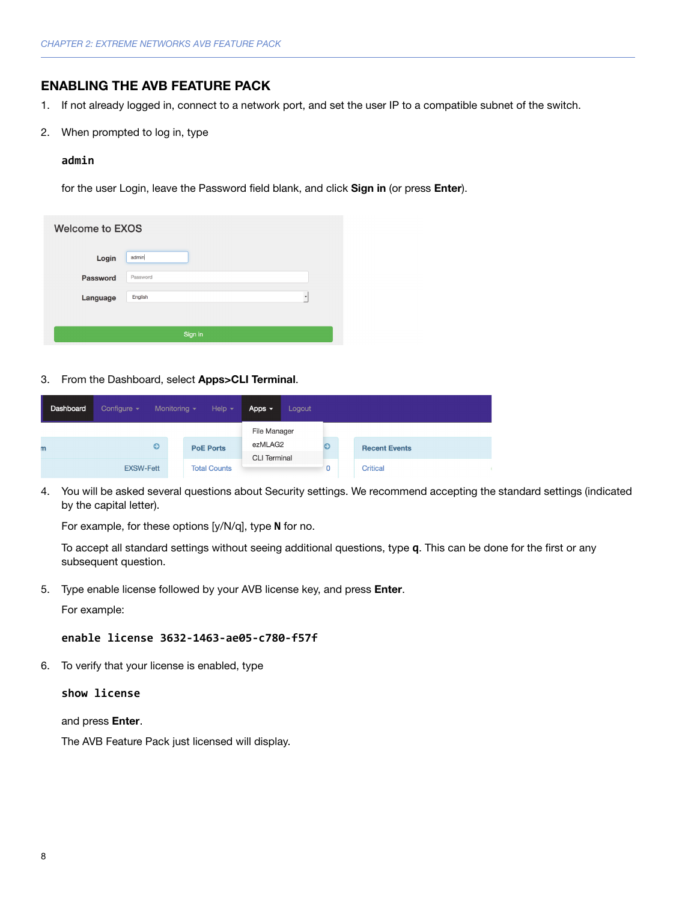## ENABLING THE AVB FEATURE PACK

1. If not already logged in, connect to a network port, and set the user IP to a compatible subnet of the switch.

2. When prompted to log in, type

   ```
   admin
   ```

   for the user Login, leave the Password field blank, and click **Sign in** (or press **Enter**).

3. From the Dashboard, select **Apps>CLI Terminal**.

4. You will be asked several questions about Security settings. We recommend accepting the standard settings (indicated by the capital letter).

   For example, for these options [y/N/q], type **N** for no.

   To accept all standard settings without seeing additional questions, type **q**. This can be done for the first or any subsequent question.

5. Type enable license followed by your AVB license key, and press **Enter**.

   For example:

   ```
   enable license 3632-1463-ae05-c780-f57f
   ```

6. To verify that your license is enabled, type

   ```
   show license
   ```

   and press **Enter**.

   The AVB Feature Pack just licensed will display.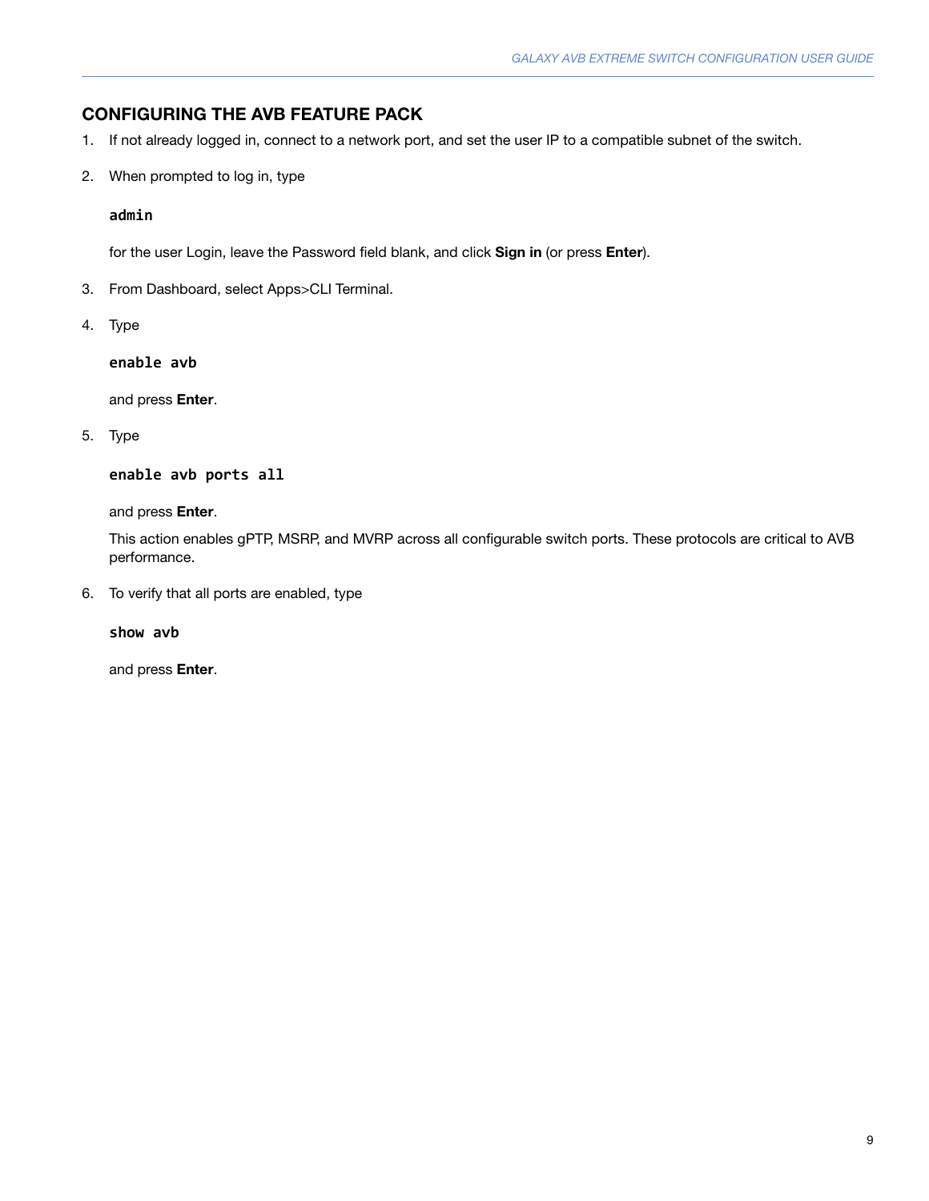## CONFIGURING THE AVB FEATURE PACK

1. If not already logged in, connect to a network port, and set the user IP to a compatible subnet of the switch.

2. When prompted to log in, type

   ```
   admin
   ```

   for the user Login, leave the Password field blank, and click **Sign in** (or press **Enter**).

3. From Dashboard, select Apps>CLI Terminal.

4. Type

   ```
   enable avb
   ```

   and press **Enter**.

5. Type

   ```
   enable avb ports all
   ```

   and press **Enter**.

   This action enables gPTP, MSRP, and MVRP across all configurable switch ports. These protocols are critical to AVB performance.

6. To verify that all ports are enabled, type

   ```
   show avb
   ```

   and press **Enter**.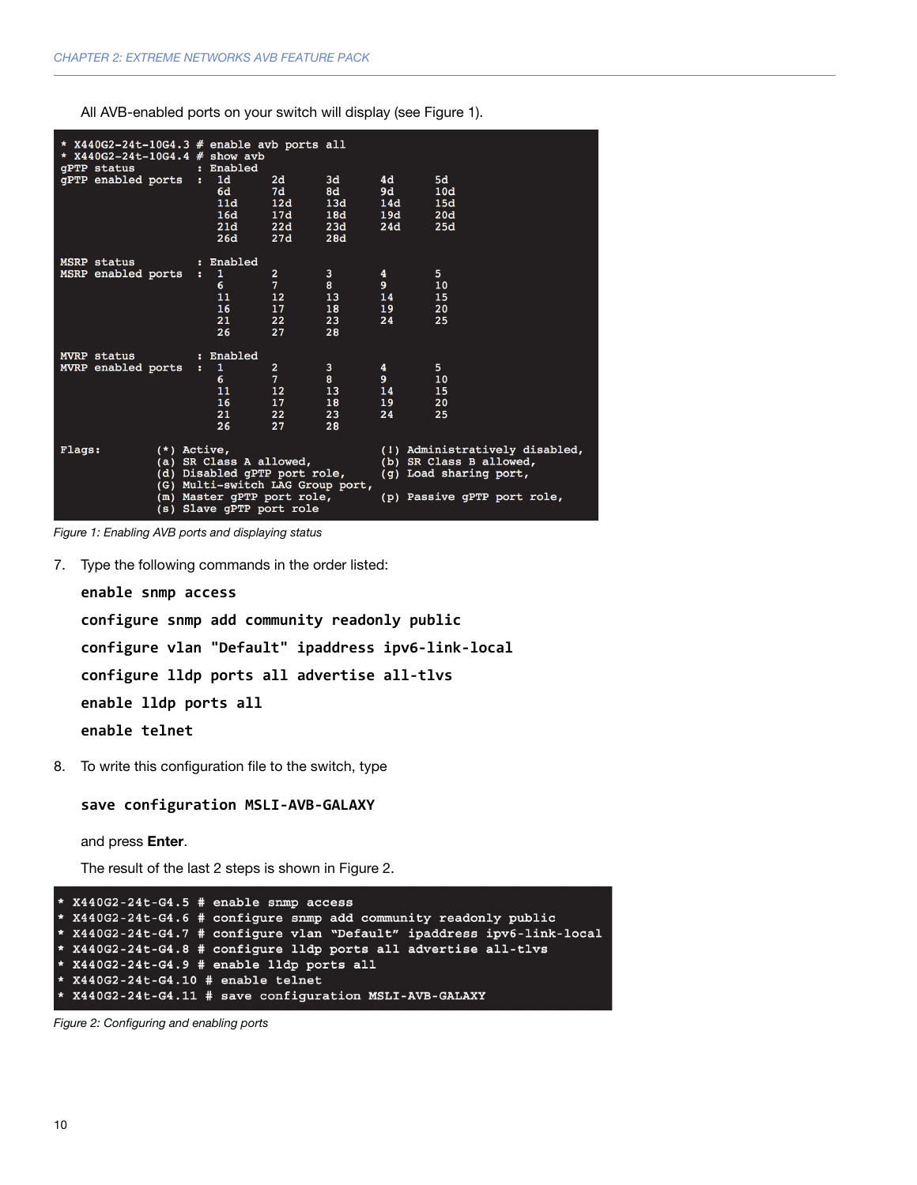All AVB-enabled ports on your switch will display (see Figure 1).

```
* X440G2-24t-10G4.3 # enable avb ports all
* X440G2-24t-10G4.4 # show avb
gPTP status         : Enabled
gPTP enabled ports  :  1d      2d      3d      4d      5d
                       6d      7d      8d      9d      10d
                       11d     12d     13d     14d     15d
                       16d     17d     18d     19d     20d
                       21d     22d     23d     24d     25d
                       26d     27d     28d

MSRP status         : Enabled
MSRP enabled ports  :  1       2       3       4       5
                       6       7       8       9       10
                       11      12      13      14      15
                       16      17      18      19      20
                       21      22      23      24      25
                       26      27      28

MVRP status         : Enabled
MVRP enabled ports  :  1       2       3       4       5
                       6       7       8       9       10
                       11      12      13      14      15
                       16      17      18      19      20
                       21      22      23      24      25
                       26      27      28

Flags:          (*) Active,                       (!) Administratively disabled,
                (a) SR Class A allowed,           (b) SR Class B allowed,
                (d) Disabled gPTP port role,      (g) Load sharing port,
                (G) Multi-switch LAG Group port,
                (m) Master gPTP port role,        (p) Passive gPTP port role,
                (s) Slave gPTP port role
```

*Figure 1: Enabling AVB ports and displaying status*

7. Type the following commands in the order listed:

   **enable snmp access**

   **configure snmp add community readonly public**

   **configure vlan "Default" ipaddress ipv6-link-local**

   **configure lldp ports all advertise all-tlvs**

   **enable lldp ports all**

   **enable telnet**

8. To write this configuration file to the switch, type

   **save configuration MSLI-AVB-GALAXY**

   and press **Enter**.

   The result of the last 2 steps is shown in Figure 2.

```
* X440G2-24t-G4.5 # enable snmp access
* X440G2-24t-G4.6 # configure snmp add community readonly public
* X440G2-24t-G4.7 # configure vlan "Default" ipaddress ipv6-link-local
* X440G2-24t-G4.8 # configure lldp ports all advertise all-tlvs
* X440G2-24t-G4.9 # enable lldp ports all
* X440G2-24t-G4.10 # enable telnet
* X440G2-24t-G4.11 # save configuration MSLI-AVB-GALAXY
```

*Figure 2: Configuring and enabling ports*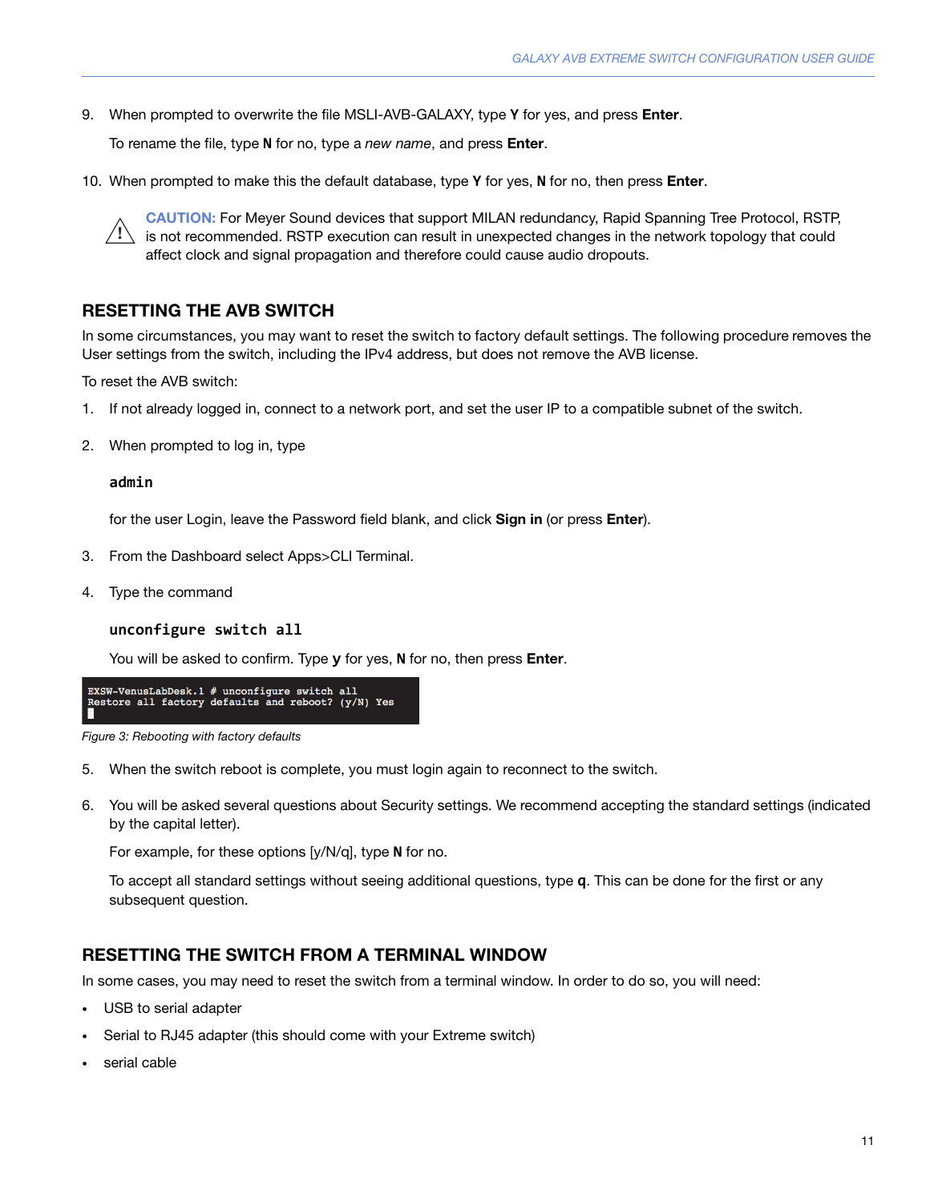9. When prompted to overwrite the file MSLI-AVB-GALAXY, type **Y** for yes, and press **Enter**.

   To rename the file, type **N** for no, type a *new name*, and press **Enter**.

10. When prompted to make this the default database, type **Y** for yes, **N** for no, then press **Enter**.

> **CAUTION:** For Meyer Sound devices that support MILAN redundancy, Rapid Spanning Tree Protocol, RSTP, is not recommended. RSTP execution can result in unexpected changes in the network topology that could affect clock and signal propagation and therefore could cause audio dropouts.

## RESETTING THE AVB SWITCH

In some circumstances, you may want to reset the switch to factory default settings. The following procedure removes the User settings from the switch, including the IPv4 address, but does not remove the AVB license.

To reset the AVB switch:

1. If not already logged in, connect to a network port, and set the user IP to a compatible subnet of the switch.

2. When prompted to log in, type

   ```
   admin
   ```

   for the user Login, leave the Password field blank, and click **Sign in** (or press **Enter**).

3. From the Dashboard select Apps>CLI Terminal.

4. Type the command

   ```
   unconfigure switch all
   ```

   You will be asked to confirm. Type **y** for yes, **N** for no, then press **Enter**.

```
EXSW-VenusLabDesk.1 # unconfigure switch all
Restore all factory defaults and reboot? (y/N) Yes
```

*Figure 3: Rebooting with factory defaults*

5. When the switch reboot is complete, you must login again to reconnect to the switch.

6. You will be asked several questions about Security settings. We recommend accepting the standard settings (indicated by the capital letter).

   For example, for these options [y/N/q], type **N** for no.

   To accept all standard settings without seeing additional questions, type **q**. This can be done for the first or any subsequent question.

## RESETTING THE SWITCH FROM A TERMINAL WINDOW

In some cases, you may need to reset the switch from a terminal window. In order to do so, you will need:

- USB to serial adapter
- Serial to RJ45 adapter (this should come with your Extreme switch)
- serial cable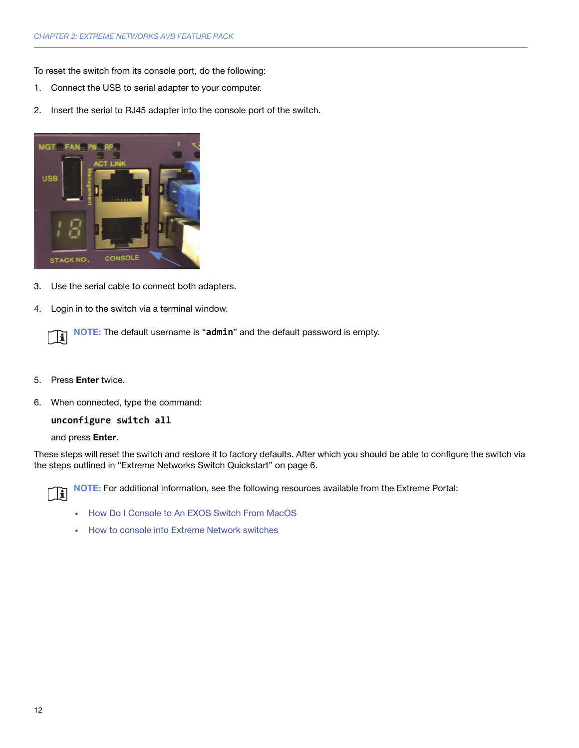To reset the switch from its console port, do the following:

1. Connect the USB to serial adapter to your computer.
2. Insert the serial to RJ45 adapter into the console port of the switch.
3. Use the serial cable to connect both adapters.
4. Login in to the switch via a terminal window.

   **NOTE:** The default username is "**admin**" and the default password is empty.

5. Press **Enter** twice.
6. When connected, type the command:

   ```
   unconfigure switch all
   ```

   and press **Enter**.

These steps will reset the switch and restore it to factory defaults. After which you should be able to configure the switch via the steps outlined in "Extreme Networks Switch Quickstart" on page 6.

**NOTE:** For additional information, see the following resources available from the Extreme Portal:

- How Do I Console to An EXOS Switch From MacOS
- How to console into Extreme Network switches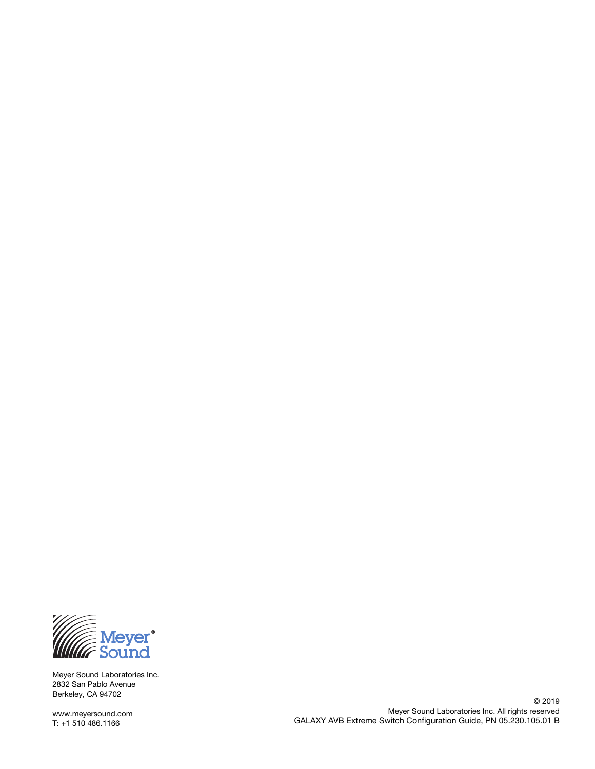Meyer Sound Laboratories Inc.
2832 San Pablo Avenue
Berkeley, CA 94702

www.meyersound.com
T: +1 510 486.1166

© 2019
Meyer Sound Laboratories Inc. All rights reserved
GALAXY AVB Extreme Switch Configuration Guide, PN 05.230.105.01 B